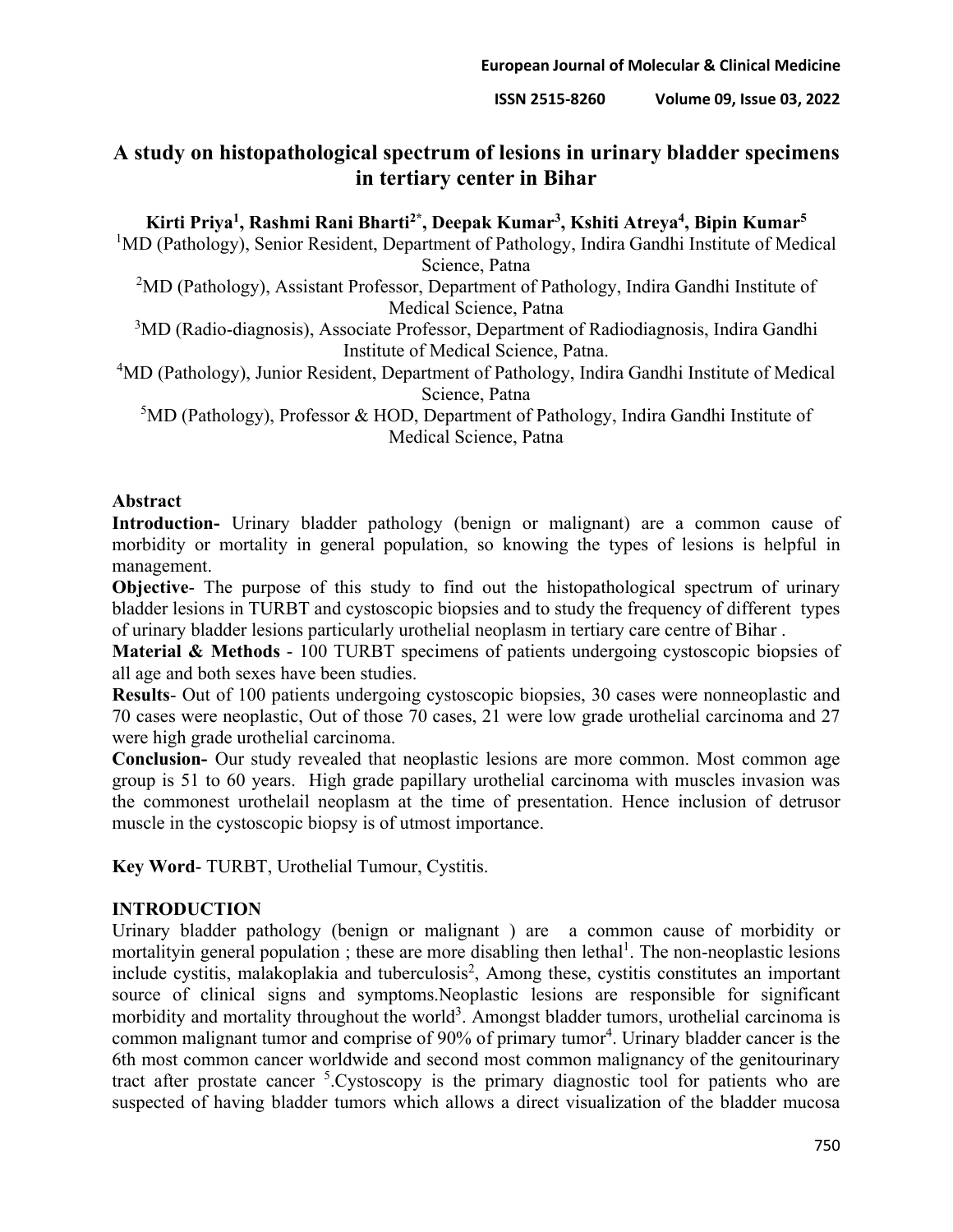# A study on histopathological spectrum of lesions in urinary bladder specimens in tertiary center in Bihar

**Kirti Priya[1], Rashmi Rani Bharti[2*], Deepak Kumar[3], Kshiti Atreya[4], Bipin Kumar[5]**

[1]MD (Pathology), Senior Resident, Department of Pathology, Indira Gandhi Institute of Medical Science, Patna

[2]MD (Pathology), Assistant Professor, Department of Pathology, Indira Gandhi Institute of Medical Science, Patna

[3]MD (Radio-diagnosis), Associate Professor, Department of Radiodiagnosis, Indira Gandhi Institute of Medical Science, Patna.

[4]MD (Pathology), Junior Resident, Department of Pathology, Indira Gandhi Institute of Medical Science, Patna

[5]MD (Pathology), Professor & HOD, Department of Pathology, Indira Gandhi Institute of Medical Science, Patna

## Abstract

**Introduction-** Urinary bladder pathology (benign or malignant) are a common cause of morbidity or mortality in general population, so knowing the types of lesions is helpful in management.

**Objective**- The purpose of this study to find out the histopathological spectrum of urinary bladder lesions in TURBT and cystoscopic biopsies and to study the frequency of different types of urinary bladder lesions particularly urothelial neoplasm in tertiary care centre of Bihar .

**Material & Methods** - 100 TURBT specimens of patients undergoing cystoscopic biopsies of all age and both sexes have been studies.

**Results**- Out of 100 patients undergoing cystoscopic biopsies, 30 cases were nonneoplastic and 70 cases were neoplastic, Out of those 70 cases, 21 were low grade urothelial carcinoma and 27 were high grade urothelial carcinoma.

**Conclusion-** Our study revealed that neoplastic lesions are more common. Most common age group is 51 to 60 years. High grade papillary urothelial carcinoma with muscles invasion was the commonest urothelail neoplasm at the time of presentation. Hence inclusion of detrusor muscle in the cystoscopic biopsy is of utmost importance.

**Key Word**- TURBT, Urothelial Tumour, Cystitis.

## INTRODUCTION

Urinary bladder pathology (benign or malignant ) are a common cause of morbidity or mortalityin general population ; these are more disabling then lethal[1]. The non-neoplastic lesions include cystitis, malakoplakia and tuberculosis[2], Among these, cystitis constitutes an important source of clinical signs and symptoms.Neoplastic lesions are responsible for significant morbidity and mortality throughout the world[3]. Amongst bladder tumors, urothelial carcinoma is common malignant tumor and comprise of 90% of primary tumor[4]. Urinary bladder cancer is the 6th most common cancer worldwide and second most common malignancy of the genitourinary tract after prostate cancer [5].Cystoscopy is the primary diagnostic tool for patients who are suspected of having bladder tumors which allows a direct visualization of the bladder mucosa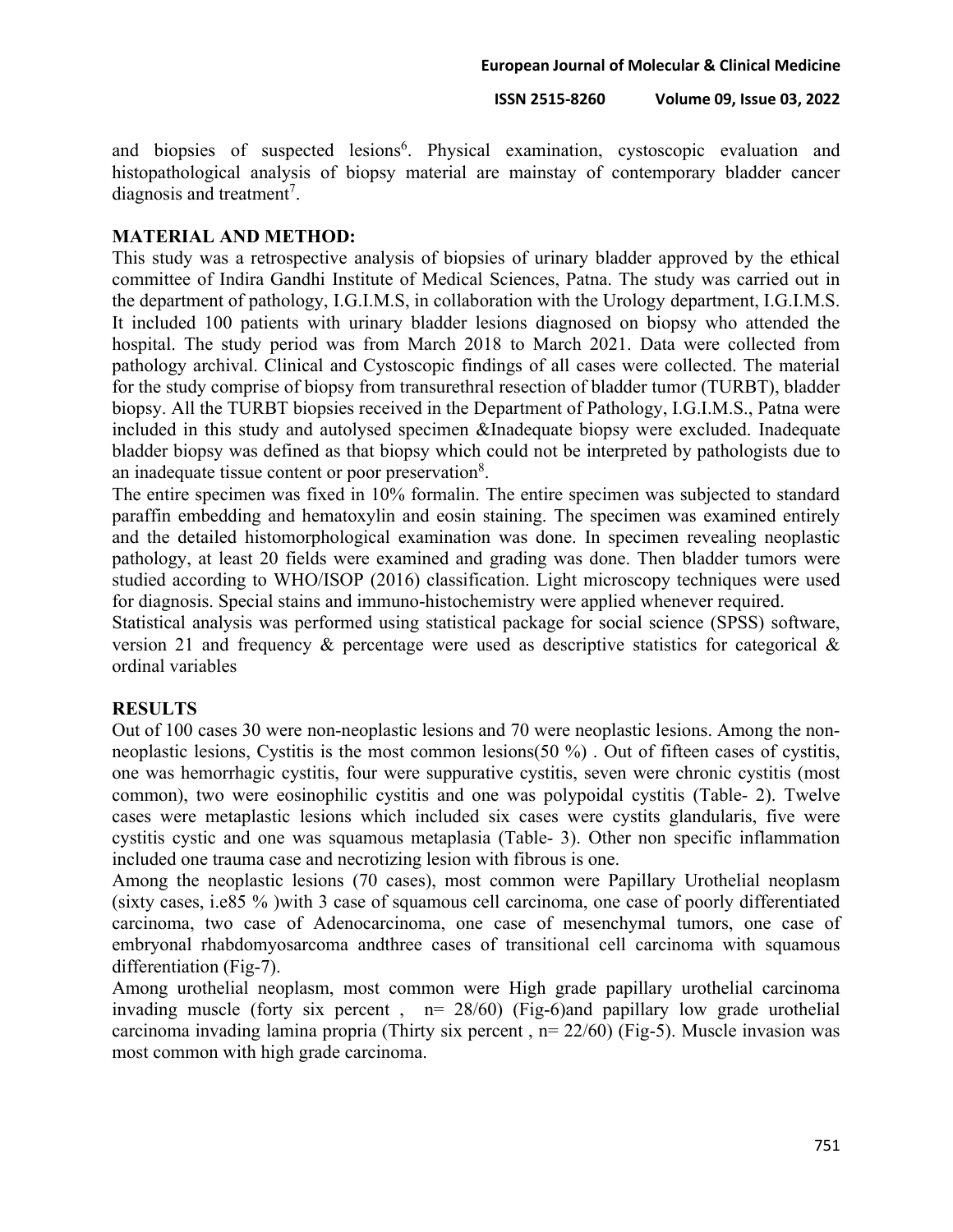and biopsies of suspected lesions[6]. Physical examination, cystoscopic evaluation and histopathological analysis of biopsy material are mainstay of contemporary bladder cancer diagnosis and treatment[7].

## MATERIAL AND METHOD:

This study was a retrospective analysis of biopsies of urinary bladder approved by the ethical committee of Indira Gandhi Institute of Medical Sciences, Patna. The study was carried out in the department of pathology, I.G.I.M.S, in collaboration with the Urology department, I.G.I.M.S. It included 100 patients with urinary bladder lesions diagnosed on biopsy who attended the hospital. The study period was from March 2018 to March 2021. Data were collected from pathology archival. Clinical and Cystoscopic findings of all cases were collected. The material for the study comprise of biopsy from transurethral resection of bladder tumor (TURBT), bladder biopsy. All the TURBT biopsies received in the Department of Pathology, I.G.I.M.S., Patna were included in this study and autolysed specimen &Inadequate biopsy were excluded. Inadequate bladder biopsy was defined as that biopsy which could not be interpreted by pathologists due to an inadequate tissue content or poor preservation[8].

The entire specimen was fixed in 10% formalin. The entire specimen was subjected to standard paraffin embedding and hematoxylin and eosin staining. The specimen was examined entirely and the detailed histomorphological examination was done. In specimen revealing neoplastic pathology, at least 20 fields were examined and grading was done. Then bladder tumors were studied according to WHO/ISOP (2016) classification. Light microscopy techniques were used for diagnosis. Special stains and immuno-histochemistry were applied whenever required.

Statistical analysis was performed using statistical package for social science (SPSS) software, version 21 and frequency & percentage were used as descriptive statistics for categorical & ordinal variables

## RESULTS

Out of 100 cases 30 were non-neoplastic lesions and 70 were neoplastic lesions. Among the non-neoplastic lesions, Cystitis is the most common lesions(50 %) . Out of fifteen cases of cystitis, one was hemorrhagic cystitis, four were suppurative cystitis, seven were chronic cystitis (most common), two were eosinophilic cystitis and one was polypoidal cystitis (Table- 2). Twelve cases were metaplastic lesions which included six cases were cystits glandularis, five were cystitis cystic and one was squamous metaplasia (Table- 3). Other non specific inflammation included one trauma case and necrotizing lesion with fibrous is one.

Among the neoplastic lesions (70 cases), most common were Papillary Urothelial neoplasm (sixty cases, i.e85 % )with 3 case of squamous cell carcinoma, one case of poorly differentiated carcinoma, two case of Adenocarcinoma, one case of mesenchymal tumors, one case of embryonal rhabdomyosarcoma andthree cases of transitional cell carcinoma with squamous differentiation (Fig-7).

Among urothelial neoplasm, most common were High grade papillary urothelial carcinoma invading muscle (forty six percent , n= 28/60) (Fig-6)and papillary low grade urothelial carcinoma invading lamina propria (Thirty six percent , n= 22/60) (Fig-5). Muscle invasion was most common with high grade carcinoma.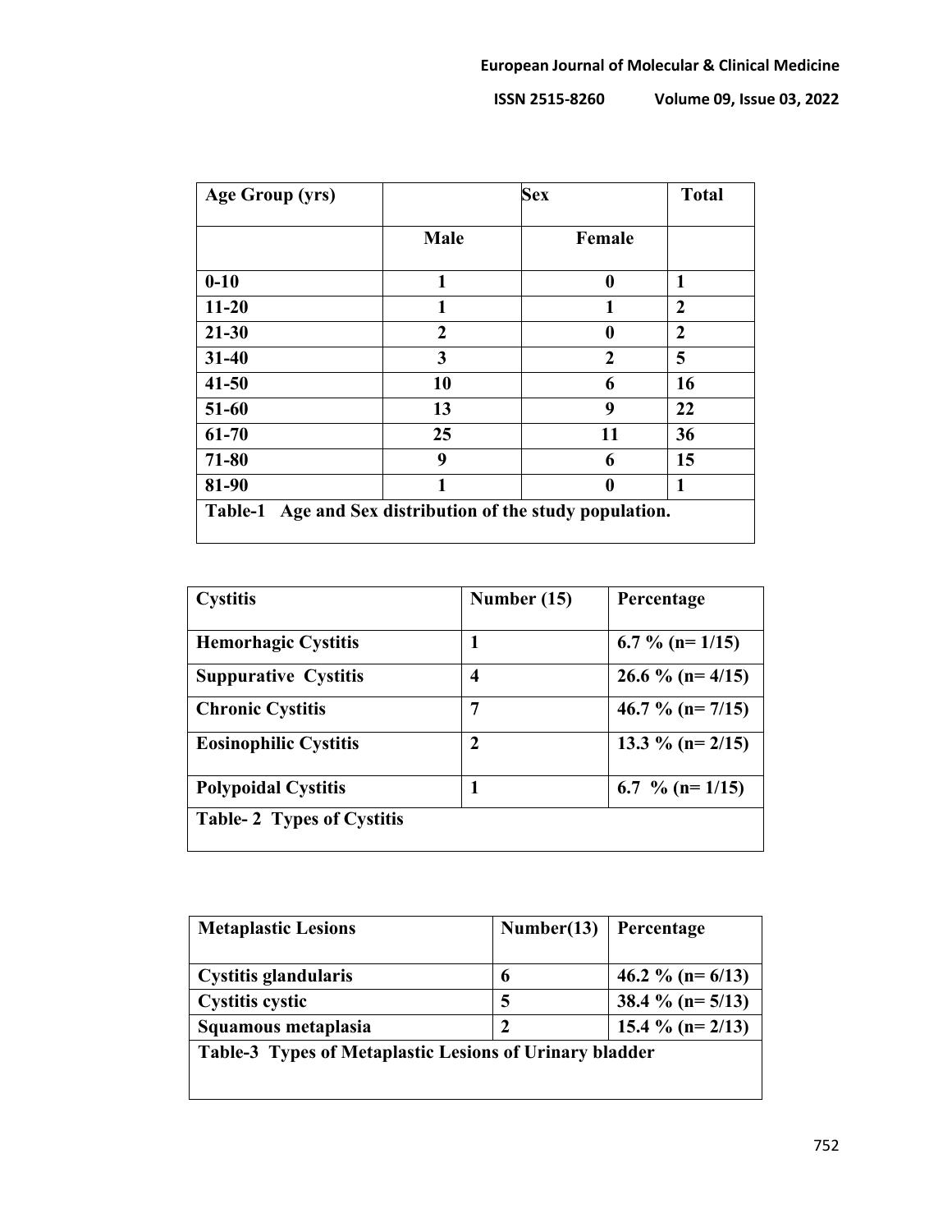| Age Group (yrs) | Sex | | Total |
|---|---|---|---|
| | Male | Female | |
| 0-10 | 1 | 0 | 1 |
| 11-20 | 1 | 1 | 2 |
| 21-30 | 2 | 0 | 2 |
| 31-40 | 3 | 2 | 5 |
| 41-50 | 10 | 6 | 16 |
| 51-60 | 13 | 9 | 22 |
| 61-70 | 25 | 11 | 36 |
| 71-80 | 9 | 6 | 15 |
| 81-90 | 1 | 0 | 1 |

**Table-1 Age and Sex distribution of the study population.**

| Cystitis | Number (15) | Percentage |
|---|---|---|
| Hemorhagic Cystitis | 1 | 6.7 % (n= 1/15) |
| Suppurative Cystitis | 4 | 26.6 % (n= 4/15) |
| Chronic Cystitis | 7 | 46.7 % (n= 7/15) |
| Eosinophilic Cystitis | 2 | 13.3 % (n= 2/15) |
| Polypoidal Cystitis | 1 | 6.7 % (n= 1/15) |

**Table- 2 Types of Cystitis**

| Metaplastic Lesions | Number(13) | Percentage |
|---|---|---|
| Cystitis glandularis | 6 | 46.2 % (n= 6/13) |
| Cystitis cystic | 5 | 38.4 % (n= 5/13) |
| Squamous metaplasia | 2 | 15.4 % (n= 2/13) |

**Table-3 Types of Metaplastic Lesions of Urinary bladder**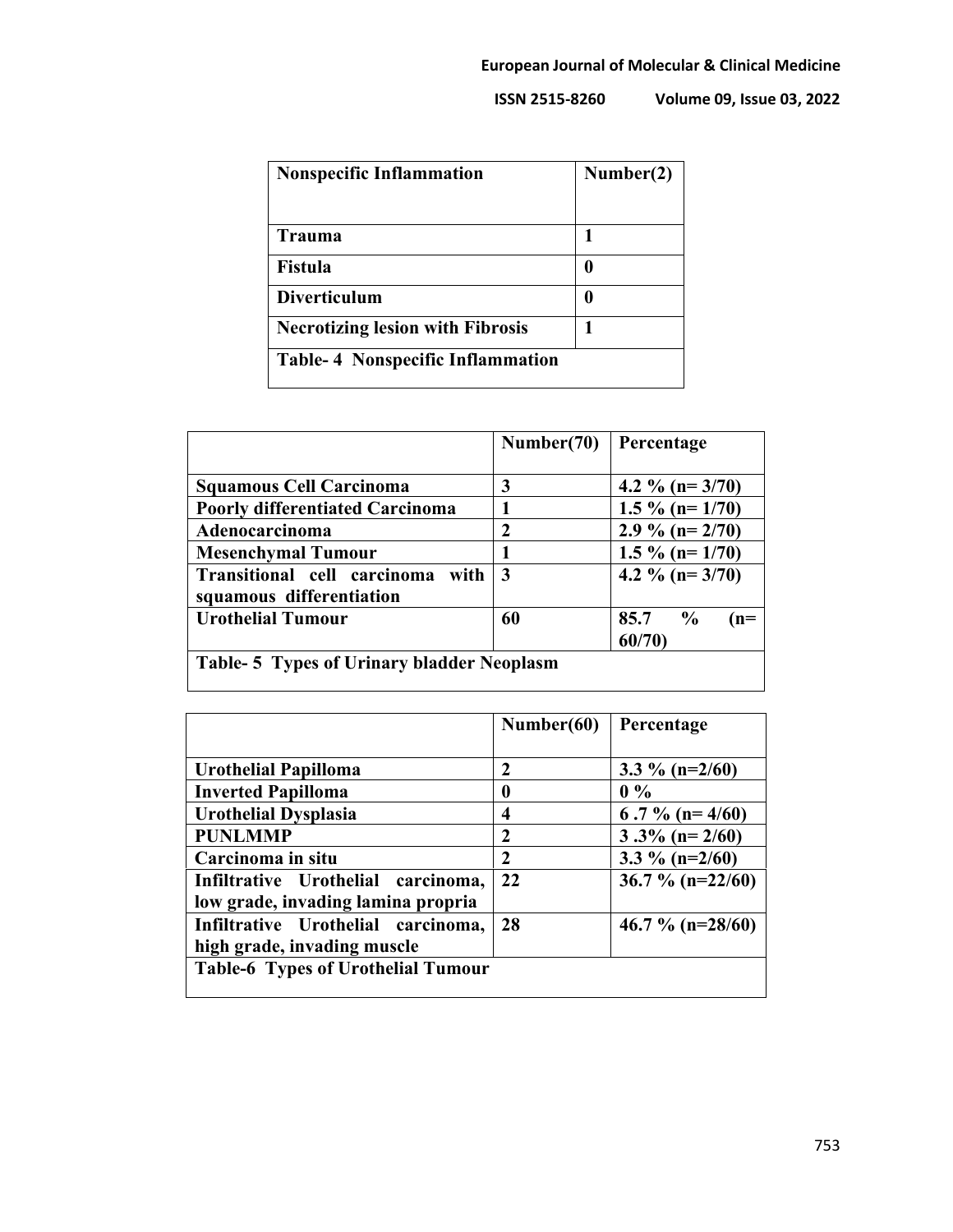| Nonspecific Inflammation | Number(2) |
|---|---|
| Trauma | 1 |
| Fistula | 0 |
| Diverticulum | 0 |
| Necrotizing lesion with Fibrosis | 1 |

**Table- 4 Nonspecific Inflammation**

| | Number(70) | Percentage |
|---|---|---|
| Squamous Cell Carcinoma | 3 | 4.2 % (n= 3/70) |
| Poorly differentiated Carcinoma | 1 | 1.5 % (n= 1/70) |
| Adenocarcinoma | 2 | 2.9 % (n= 2/70) |
| Mesenchymal Tumour | 1 | 1.5 % (n= 1/70) |
| Transitional cell carcinoma with squamous differentiation | 3 | 4.2 % (n= 3/70) |
| Urothelial Tumour | 60 | 85.7 % (n= 60/70) |

**Table- 5 Types of Urinary bladder Neoplasm**

| | Number(60) | Percentage |
|---|---|---|
| Urothelial Papilloma | 2 | 3.3 % (n=2/60) |
| Inverted Papilloma | 0 | 0 % |
| Urothelial Dysplasia | 4 | 6 .7 % (n= 4/60) |
| PUNLMMP | 2 | 3 .3% (n= 2/60) |
| Carcinoma in situ | 2 | 3.3 % (n=2/60) |
| Infiltrative Urothelial carcinoma, low grade, invading lamina propria | 22 | 36.7 % (n=22/60) |
| Infiltrative Urothelial carcinoma, high grade, invading muscle | 28 | 46.7 % (n=28/60) |

**Table-6 Types of Urothelial Tumour**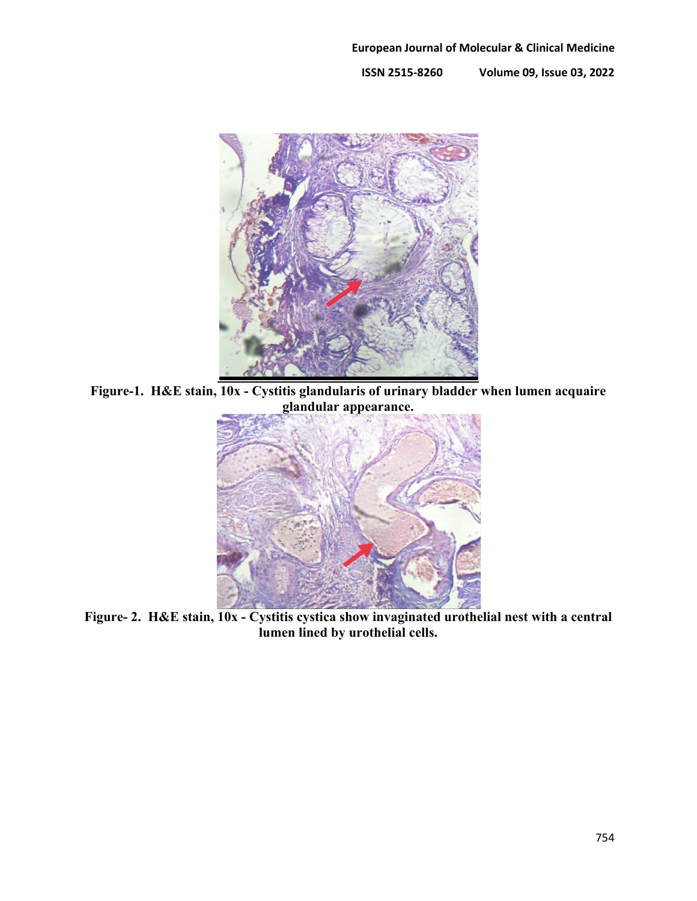**Figure-1. H&E stain, 10x - Cystitis glandularis of urinary bladder when lumen acquaire glandular appearance.**

**Figure- 2. H&E stain, 10x - Cystitis cystica show invaginated urothelial nest with a central lumen lined by urothelial cells.**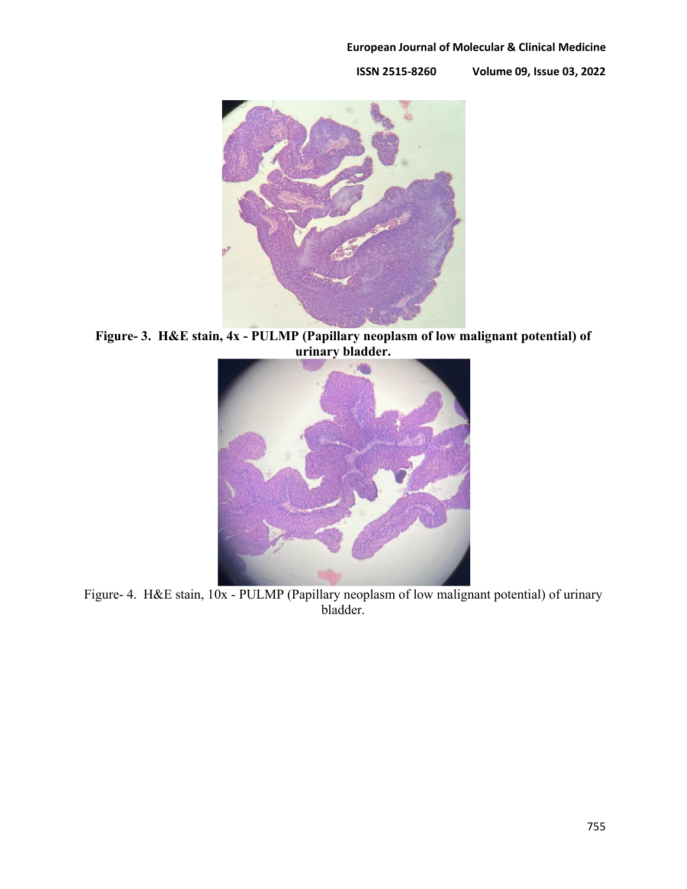**Figure- 3. H&E stain, 4x - PULMP (Papillary neoplasm of low malignant potential) of urinary bladder.**

Figure- 4. H&E stain, 10x - PULMP (Papillary neoplasm of low malignant potential) of urinary bladder.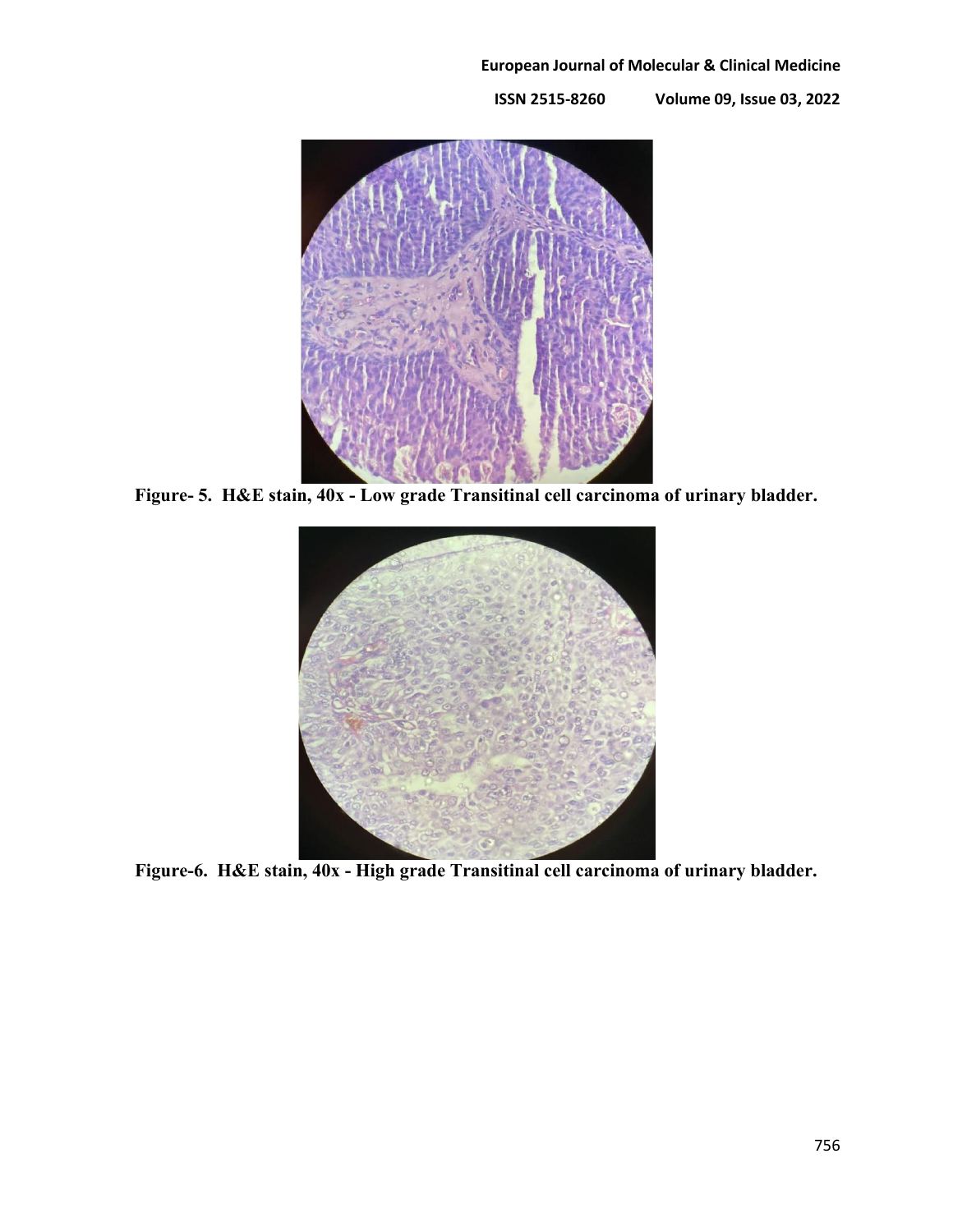**Figure- 5. H&E stain, 40x - Low grade Transitinal cell carcinoma of urinary bladder.**

**Figure-6. H&E stain, 40x - High grade Transitinal cell carcinoma of urinary bladder.**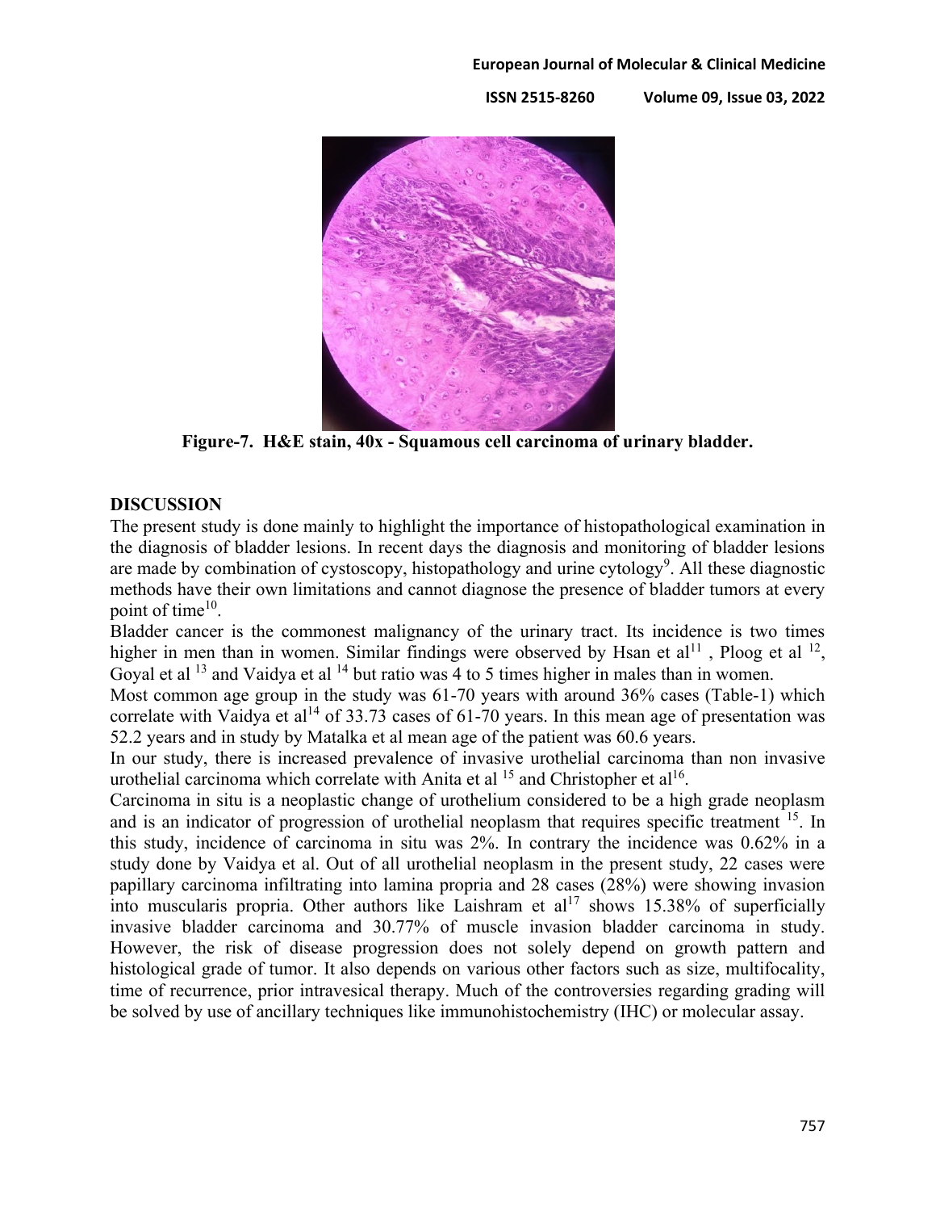Figure-7. H&E stain, 40x - Squamous cell carcinoma of urinary bladder.

## DISCUSSION

The present study is done mainly to highlight the importance of histopathological examination in the diagnosis of bladder lesions. In recent days the diagnosis and monitoring of bladder lesions are made by combination of cystoscopy, histopathology and urine cytology[9]. All these diagnostic methods have their own limitations and cannot diagnose the presence of bladder tumors at every point of time[10].

Bladder cancer is the commonest malignancy of the urinary tract. Its incidence is two times higher in men than in women. Similar findings were observed by Hsan et al[11] , Ploog et al [12], Goyal et al [13] and Vaidya et al [14] but ratio was 4 to 5 times higher in males than in women.

Most common age group in the study was 61-70 years with around 36% cases (Table-1) which correlate with Vaidya et al[14] of 33.73 cases of 61-70 years. In this mean age of presentation was 52.2 years and in study by Matalka et al mean age of the patient was 60.6 years.

In our study, there is increased prevalence of invasive urothelial carcinoma than non invasive urothelial carcinoma which correlate with Anita et al [15] and Christopher et al[16].

Carcinoma in situ is a neoplastic change of urothelium considered to be a high grade neoplasm and is an indicator of progression of urothelial neoplasm that requires specific treatment [15]. In this study, incidence of carcinoma in situ was 2%. In contrary the incidence was 0.62% in a study done by Vaidya et al. Out of all urothelial neoplasm in the present study, 22 cases were papillary carcinoma infiltrating into lamina propria and 28 cases (28%) were showing invasion into muscularis propria. Other authors like Laishram et al[17] shows 15.38% of superficially invasive bladder carcinoma and 30.77% of muscle invasion bladder carcinoma in study. However, the risk of disease progression does not solely depend on growth pattern and histological grade of tumor. It also depends on various other factors such as size, multifocality, time of recurrence, prior intravesical therapy. Much of the controversies regarding grading will be solved by use of ancillary techniques like immunohistochemistry (IHC) or molecular assay.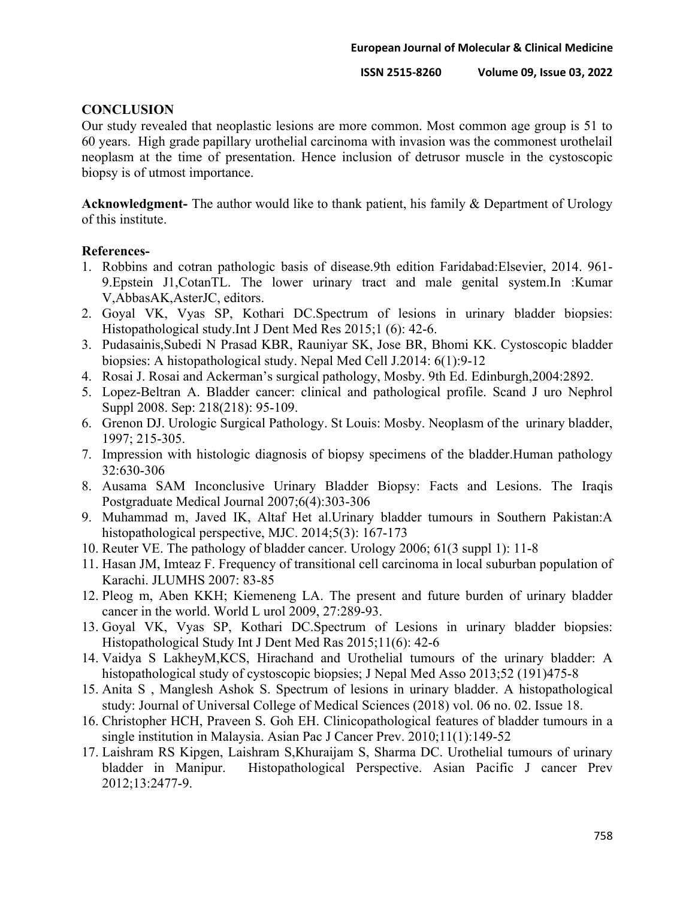## CONCLUSION

Our study revealed that neoplastic lesions are more common. Most common age group is 51 to 60 years. High grade papillary urothelial carcinoma with invasion was the commonest urothelail neoplasm at the time of presentation. Hence inclusion of detrusor muscle in the cystoscopic biopsy is of utmost importance.

**Acknowledgment-** The author would like to thank patient, his family & Department of Urology of this institute.

**References-**

1. Robbins and cotran pathologic basis of disease.9th edition Faridabad:Elsevier, 2014. 961-9.Epstein J1,CotanTL. The lower urinary tract and male genital system.In :Kumar V,AbbasAK,AsterJC, editors.
2. Goyal VK, Vyas SP, Kothari DC.Spectrum of lesions in urinary bladder biopsies: Histopathological study.Int J Dent Med Res 2015;1 (6): 42-6.
3. Pudasainis,Subedi N Prasad KBR, Rauniyar SK, Jose BR, Bhomi KK. Cystoscopic bladder biopsies: A histopathological study. Nepal Med Cell J.2014: 6(1):9-12
4. Rosai J. Rosai and Ackerman's surgical pathology, Mosby. 9th Ed. Edinburgh,2004:2892.
5. Lopez-Beltran A. Bladder cancer: clinical and pathological profile. Scand J uro Nephrol Suppl 2008. Sep: 218(218): 95-109.
6. Grenon DJ. Urologic Surgical Pathology. St Louis: Mosby. Neoplasm of the urinary bladder, 1997; 215-305.
7. Impression with histologic diagnosis of biopsy specimens of the bladder.Human pathology 32:630-306
8. Ausama SAM Inconclusive Urinary Bladder Biopsy: Facts and Lesions. The Iraqis Postgraduate Medical Journal 2007;6(4):303-306
9. Muhammad m, Javed IK, Altaf Het al.Urinary bladder tumours in Southern Pakistan:A histopathological perspective, MJC. 2014;5(3): 167-173
10. Reuter VE. The pathology of bladder cancer. Urology 2006; 61(3 suppl 1): 11-8
11. Hasan JM, Imteaz F. Frequency of transitional cell carcinoma in local suburban population of Karachi. JLUMHS 2007: 83-85
12. Pleog m, Aben KKH; Kiemeneng LA. The present and future burden of urinary bladder cancer in the world. World L urol 2009, 27:289-93.
13. Goyal VK, Vyas SP, Kothari DC.Spectrum of Lesions in urinary bladder biopsies: Histopathological Study Int J Dent Med Ras 2015;11(6): 42-6
14. Vaidya S LakheyM,KCS, Hirachand and Urothelial tumours of the urinary bladder: A histopathological study of cystoscopic biopsies; J Nepal Med Asso 2013;52 (191)475-8
15. Anita S , Manglesh Ashok S. Spectrum of lesions in urinary bladder. A histopathological study: Journal of Universal College of Medical Sciences (2018) vol. 06 no. 02. Issue 18.
16. Christopher HCH, Praveen S. Goh EH. Clinicopathological features of bladder tumours in a single institution in Malaysia. Asian Pac J Cancer Prev. 2010;11(1):149-52
17. Laishram RS Kipgen, Laishram S,Khuraijam S, Sharma DC. Urothelial tumours of urinary bladder in Manipur. Histopathological Perspective. Asian Pacific J cancer Prev 2012;13:2477-9.